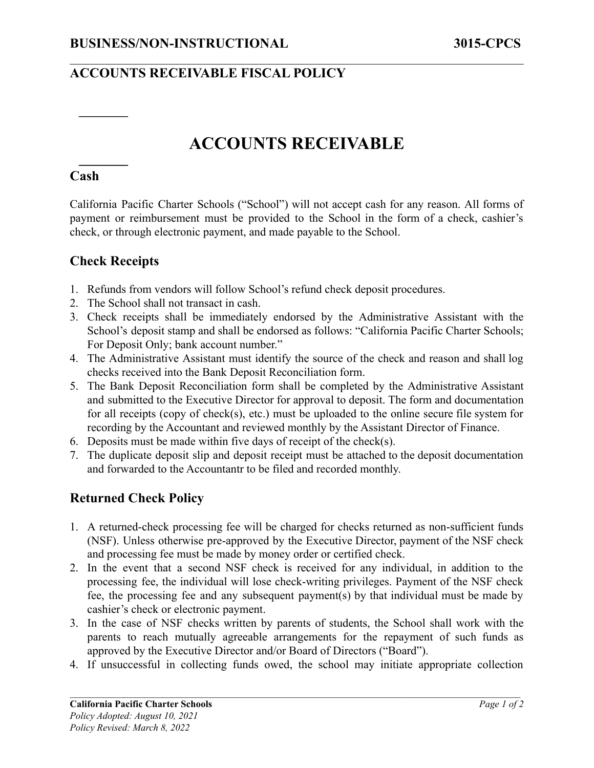# ACCOUNTS RECEIVABLE FISCAL POLICY

# ACCOUNTS RECEIVABLE

## Cash

California Pacific Charter Schools ("School") will not accept cash for any reason. All forms of payment or reimbursement must be provided to the School in the form of a check, cashier's check, or through electronic payment, and made payable to the School.

## Check Receipts

1. Refunds from vendors will follow School's refund check deposit procedures.
2. The School shall not transact in cash.
3. Check receipts shall be immediately endorsed by the Administrative Assistant with the School's deposit stamp and shall be endorsed as follows: "California Pacific Charter Schools; For Deposit Only; bank account number."
4. The Administrative Assistant must identify the source of the check and reason and shall log checks received into the Bank Deposit Reconciliation form.
5. The Bank Deposit Reconciliation form shall be completed by the Administrative Assistant and submitted to the Executive Director for approval to deposit. The form and documentation for all receipts (copy of check(s), etc.) must be uploaded to the online secure file system for recording by the Accountant and reviewed monthly by the Assistant Director of Finance.
6. Deposits must be made within five days of receipt of the check(s).
7. The duplicate deposit slip and deposit receipt must be attached to the deposit documentation and forwarded to the Accountantr to be filed and recorded monthly.

## Returned Check Policy

1. A returned-check processing fee will be charged for checks returned as non-sufficient funds (NSF). Unless otherwise pre-approved by the Executive Director, payment of the NSF check and processing fee must be made by money order or certified check.
2. In the event that a second NSF check is received for any individual, in addition to the processing fee, the individual will lose check-writing privileges. Payment of the NSF check fee, the processing fee and any subsequent payment(s) by that individual must be made by cashier's check or electronic payment.
3. In the case of NSF checks written by parents of students, the School shall work with the parents to reach mutually agreeable arrangements for the repayment of such funds as approved by the Executive Director and/or Board of Directors ("Board").
4. If unsuccessful in collecting funds owed, the school may initiate appropriate collection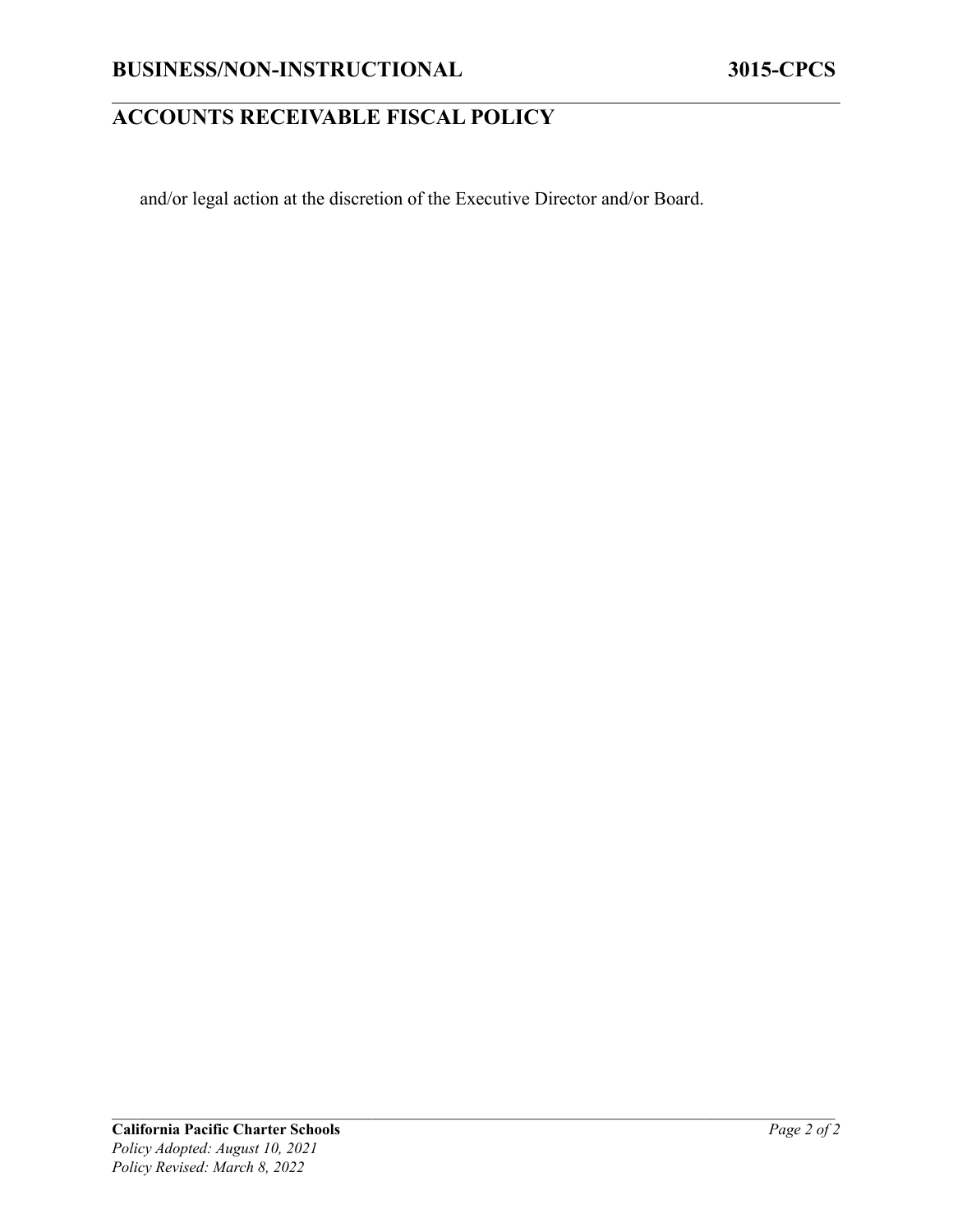and/or legal action at the discretion of the Executive Director and/or Board.